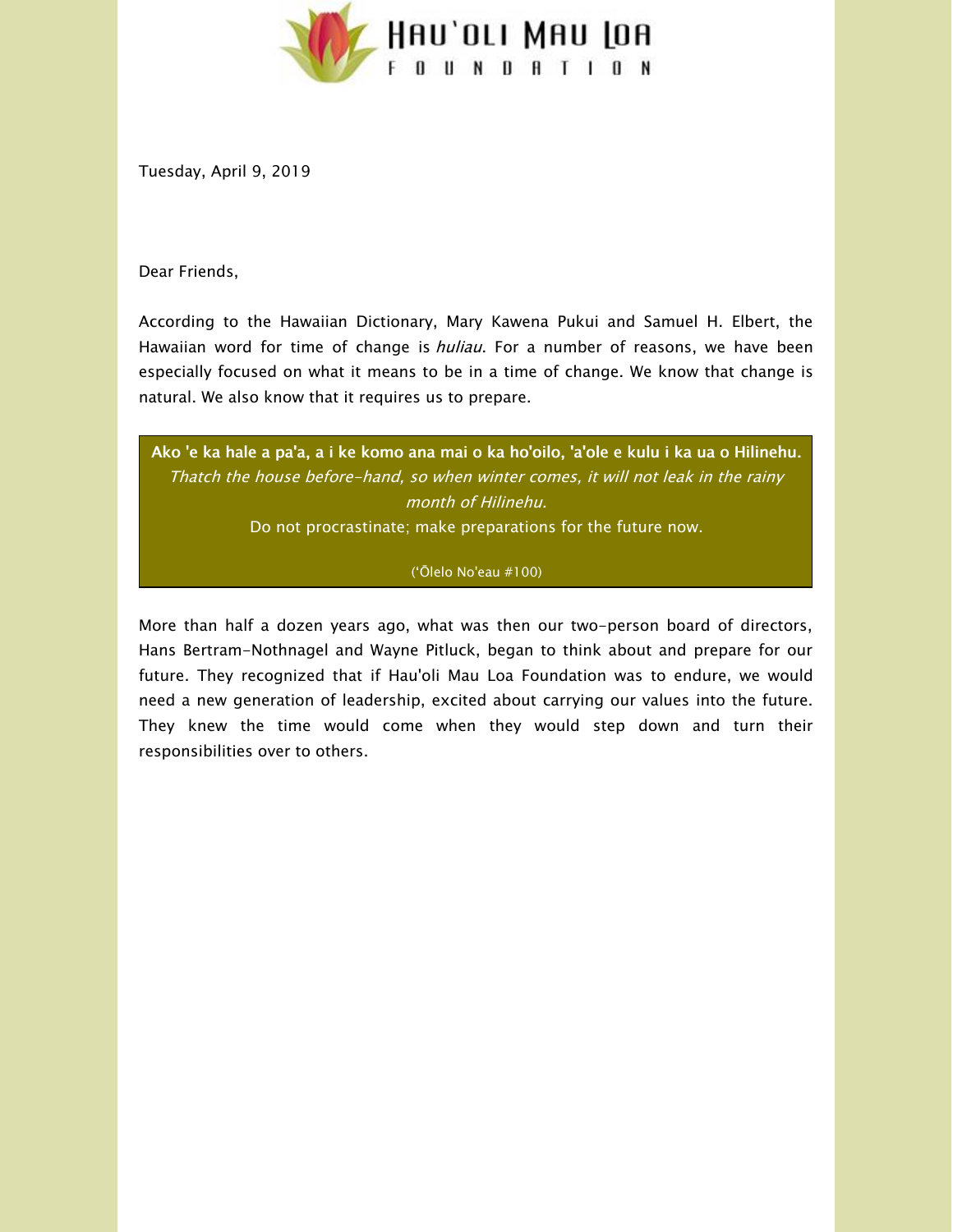# Hau'oli Mau Loa Foundation

Tuesday, April 9, 2019

Dear Friends,

According to the Hawaiian Dictionary, Mary Kawena Pukui and Samuel H. Elbert, the Hawaiian word for time of change is *huliau*. For a number of reasons, we have been especially focused on what it means to be in a time of change. We know that change is natural. We also know that it requires us to prepare.

> **Ako 'e ka hale a pa'a, a i ke komo ana mai o ka ho'oilo, 'a'ole e kulu i ka ua o Hilinehu.**
> *Thatch the house before-hand, so when winter comes, it will not leak in the rainy month of Hilinehu.*
> Do not procrastinate; make preparations for the future now.
>
> (ʻŌlelo No'eau #100)

More than half a dozen years ago, what was then our two-person board of directors, Hans Bertram-Nothnagel and Wayne Pitluck, began to think about and prepare for our future. They recognized that if Hau'oli Mau Loa Foundation was to endure, we would need a new generation of leadership, excited about carrying our values into the future. They knew the time would come when they would step down and turn their responsibilities over to others.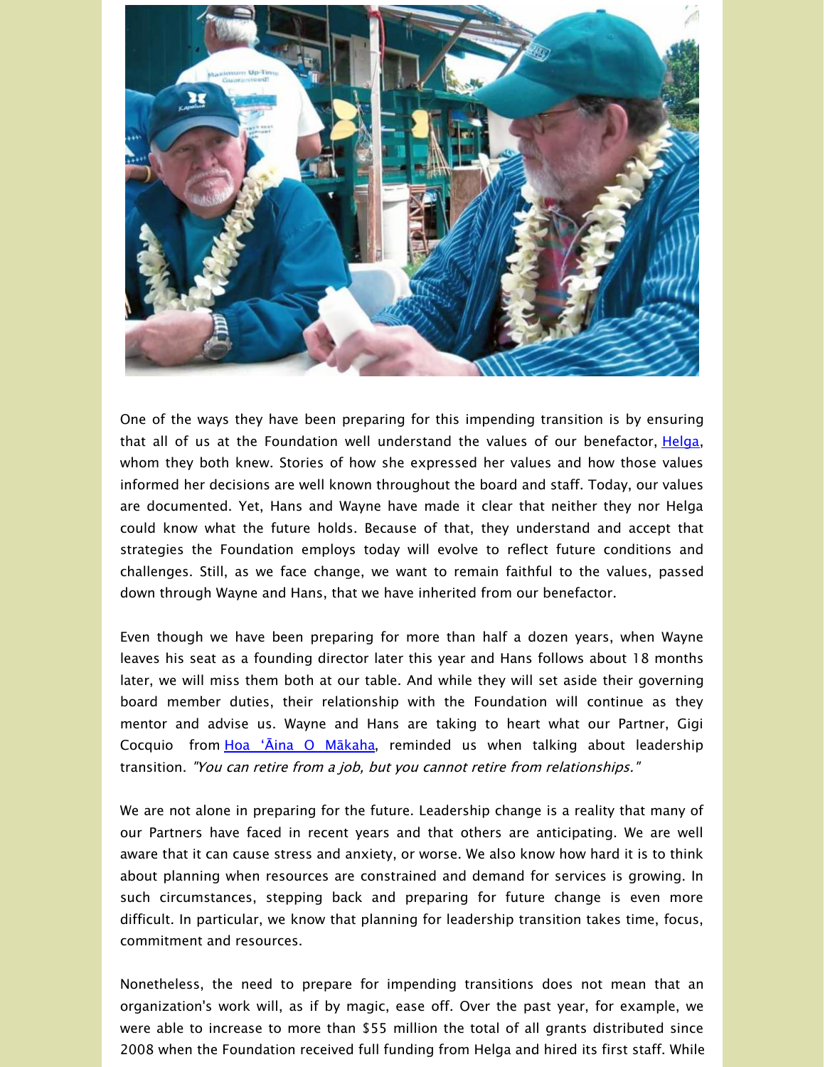One of the ways they have been preparing for this impending transition is by ensuring that all of us at the Foundation well understand the values of our benefactor, Helga, whom they both knew. Stories of how she expressed her values and how those values informed her decisions are well known throughout the board and staff. Today, our values are documented. Yet, Hans and Wayne have made it clear that neither they nor Helga could know what the future holds. Because of that, they understand and accept that strategies the Foundation employs today will evolve to reflect future conditions and challenges. Still, as we face change, we want to remain faithful to the values, passed down through Wayne and Hans, that we have inherited from our benefactor.

Even though we have been preparing for more than half a dozen years, when Wayne leaves his seat as a founding director later this year and Hans follows about 18 months later, we will miss them both at our table. And while they will set aside their governing board member duties, their relationship with the Foundation will continue as they mentor and advise us. Wayne and Hans are taking to heart what our Partner, Gigi Cocquio from Hoa ʻĀina O Mākaha, reminded us when talking about leadership transition. *"You can retire from a job, but you cannot retire from relationships."*

We are not alone in preparing for the future. Leadership change is a reality that many of our Partners have faced in recent years and that others are anticipating. We are well aware that it can cause stress and anxiety, or worse. We also know how hard it is to think about planning when resources are constrained and demand for services is growing. In such circumstances, stepping back and preparing for future change is even more difficult. In particular, we know that planning for leadership transition takes time, focus, commitment and resources.

Nonetheless, the need to prepare for impending transitions does not mean that an organization's work will, as if by magic, ease off. Over the past year, for example, we were able to increase to more than $55 million the total of all grants distributed since 2008 when the Foundation received full funding from Helga and hired its first staff. While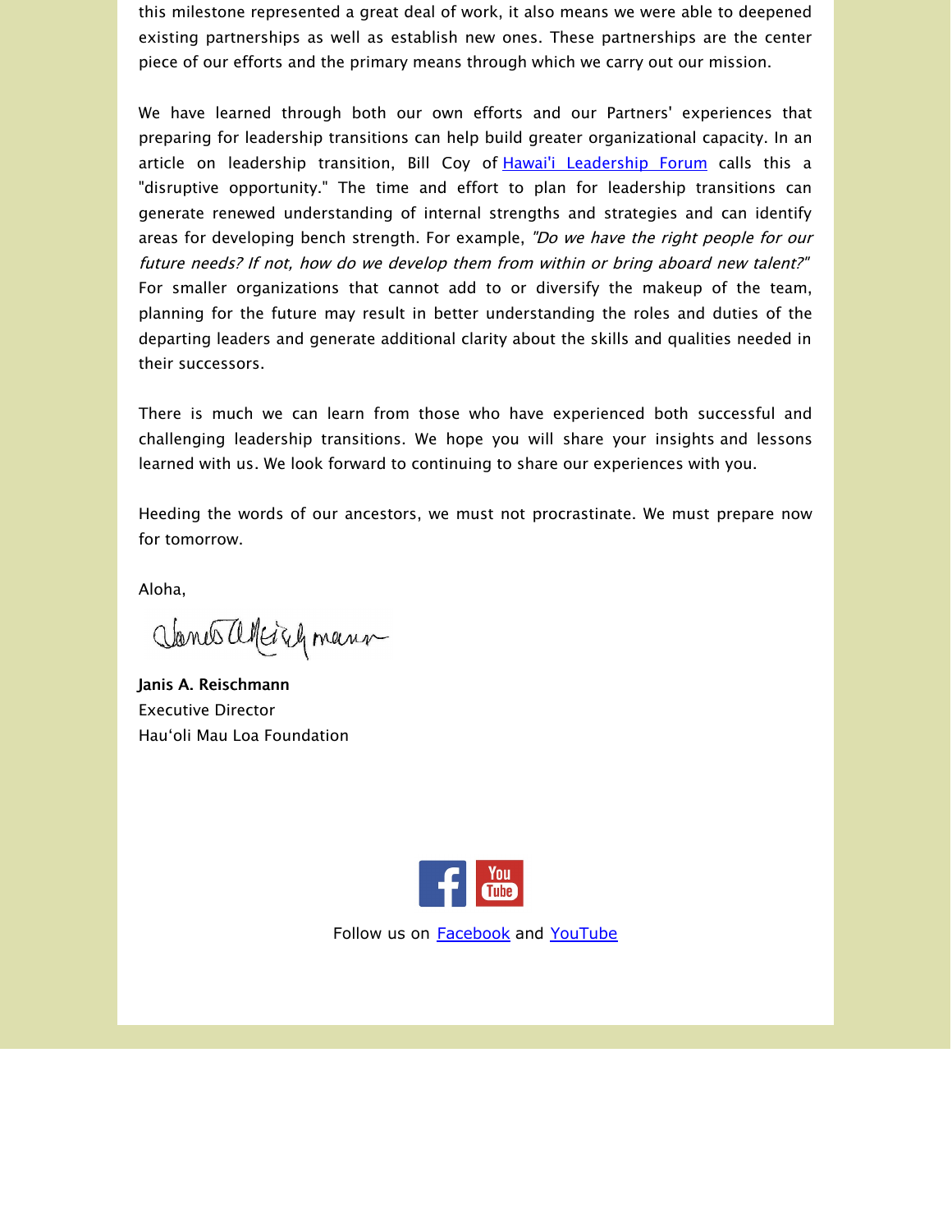this milestone represented a great deal of work, it also means we were able to deepened existing partnerships as well as establish new ones. These partnerships are the center piece of our efforts and the primary means through which we carry out our mission.

We have learned through both our own efforts and our Partners' experiences that preparing for leadership transitions can help build greater organizational capacity. In an article on leadership transition, Bill Coy of Hawai'i Leadership Forum calls this a "disruptive opportunity." The time and effort to plan for leadership transitions can generate renewed understanding of internal strengths and strategies and can identify areas for developing bench strength. For example, *"Do we have the right people for our future needs? If not, how do we develop them from within or bring aboard new talent?"* For smaller organizations that cannot add to or diversify the makeup of the team, planning for the future may result in better understanding the roles and duties of the departing leaders and generate additional clarity about the skills and qualities needed in their successors.

There is much we can learn from those who have experienced both successful and challenging leadership transitions. We hope you will share your insights and lessons learned with us. We look forward to continuing to share our experiences with you.

Heeding the words of our ancestors, we must not procrastinate. We must prepare now for tomorrow.

Aloha,

**Janis A. Reischmann**
Executive Director
Hau'oli Mau Loa Foundation

Follow us on Facebook and YouTube